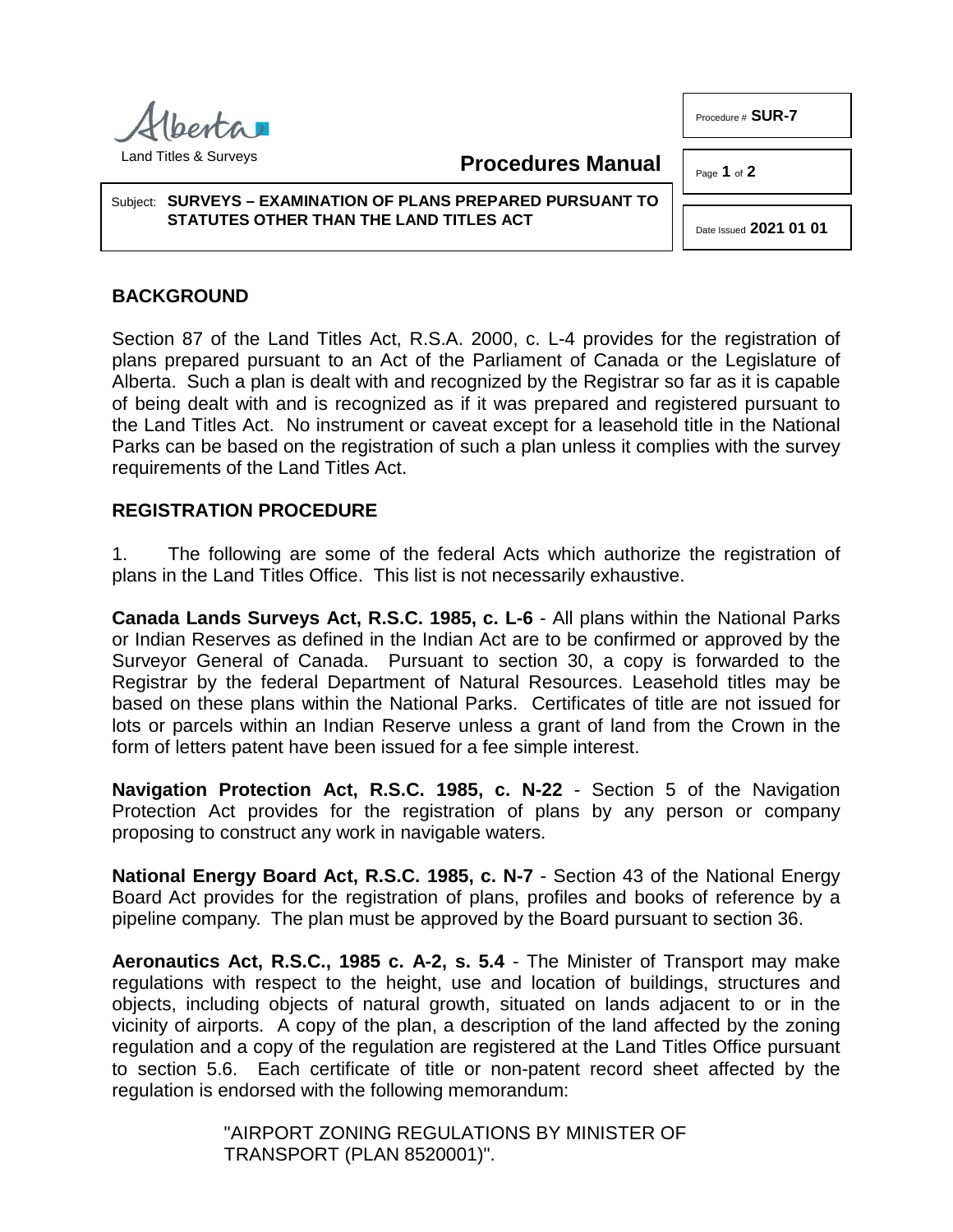Alberta

Land Titles & Surveys

**Procedures Manual**

Procedure # **SUR-7**

Date Issued **2021 01 01**

Subject: **SURVEYS – EXAMINATION OF PLANS PREPARED PURSUANT TO STATUTES OTHER THAN THE LAND TITLES ACT**

## BACKGROUND

Section 87 of the Land Titles Act, R.S.A. 2000, c. L-4 provides for the registration of plans prepared pursuant to an Act of the Parliament of Canada or the Legislature of Alberta. Such a plan is dealt with and recognized by the Registrar so far as it is capable of being dealt with and is recognized as if it was prepared and registered pursuant to the Land Titles Act. No instrument or caveat except for a leasehold title in the National Parks can be based on the registration of such a plan unless it complies with the survey requirements of the Land Titles Act.

## REGISTRATION PROCEDURE

1. The following are some of the federal Acts which authorize the registration of plans in the Land Titles Office. This list is not necessarily exhaustive.

**Canada Lands Surveys Act, R.S.C. 1985, c. L-6** - All plans within the National Parks or Indian Reserves as defined in the Indian Act are to be confirmed or approved by the Surveyor General of Canada. Pursuant to section 30, a copy is forwarded to the Registrar by the federal Department of Natural Resources. Leasehold titles may be based on these plans within the National Parks. Certificates of title are not issued for lots or parcels within an Indian Reserve unless a grant of land from the Crown in the form of letters patent have been issued for a fee simple interest.

**Navigation Protection Act, R.S.C. 1985, c. N-22** - Section 5 of the Navigation Protection Act provides for the registration of plans by any person or company proposing to construct any work in navigable waters.

**National Energy Board Act, R.S.C. 1985, c. N-7** - Section 43 of the National Energy Board Act provides for the registration of plans, profiles and books of reference by a pipeline company. The plan must be approved by the Board pursuant to section 36.

**Aeronautics Act, R.S.C., 1985 c. A-2, s. 5.4** - The Minister of Transport may make regulations with respect to the height, use and location of buildings, structures and objects, including objects of natural growth, situated on lands adjacent to or in the vicinity of airports. A copy of the plan, a description of the land affected by the zoning regulation and a copy of the regulation are registered at the Land Titles Office pursuant to section 5.6. Each certificate of title or non-patent record sheet affected by the regulation is endorsed with the following memorandum:

> "AIRPORT ZONING REGULATIONS BY MINISTER OF TRANSPORT (PLAN 8520001)".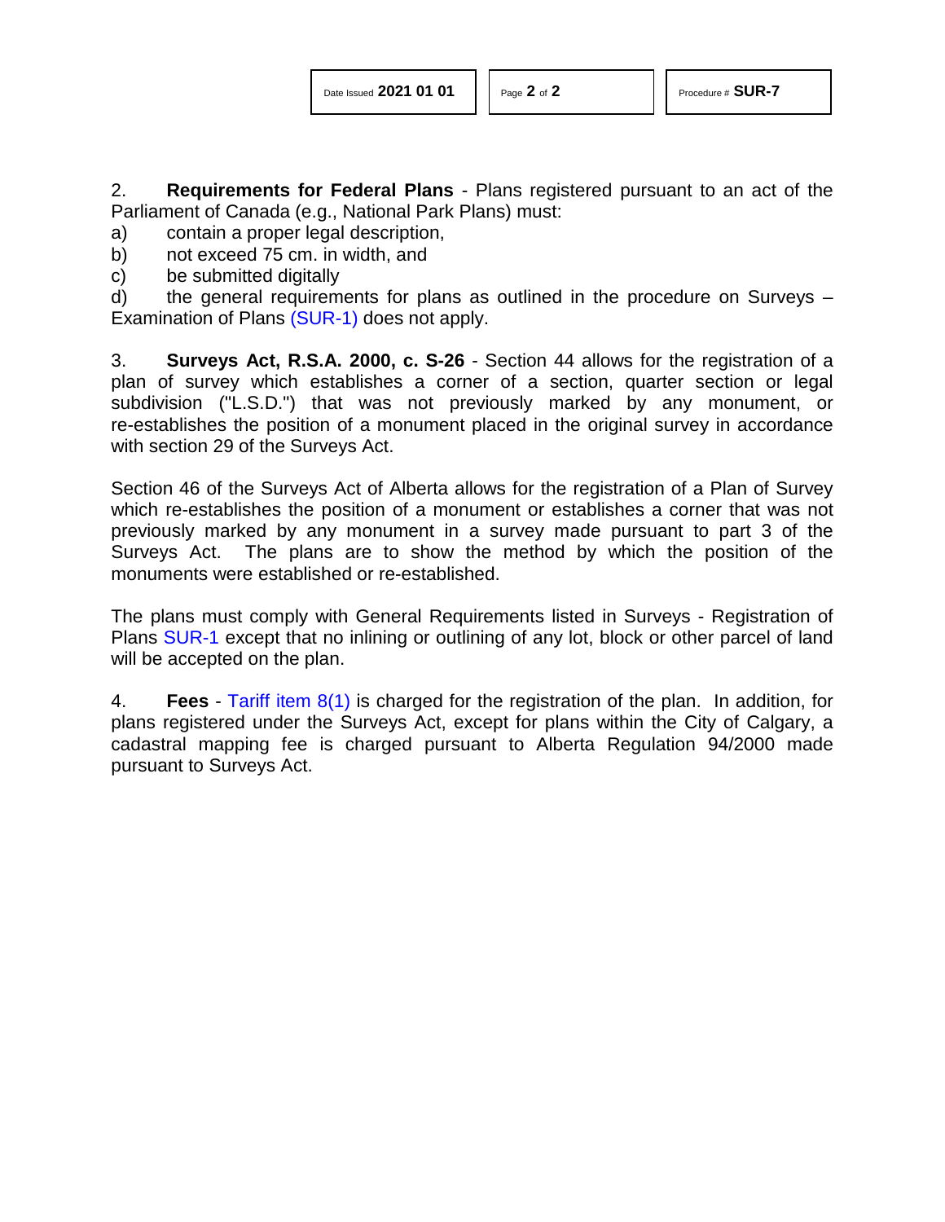2. **Requirements for Federal Plans** - Plans registered pursuant to an act of the Parliament of Canada (e.g., National Park Plans) must:

a) contain a proper legal description,

b) not exceed 75 cm. in width, and

c) be submitted digitally

d) the general requirements for plans as outlined in the procedure on Surveys – Examination of Plans (SUR-1) does not apply.

3. **Surveys Act, R.S.A. 2000, c. S-26** - Section 44 allows for the registration of a plan of survey which establishes a corner of a section, quarter section or legal subdivision ("L.S.D.") that was not previously marked by any monument, or re-establishes the position of a monument placed in the original survey in accordance with section 29 of the Surveys Act.

Section 46 of the Surveys Act of Alberta allows for the registration of a Plan of Survey which re-establishes the position of a monument or establishes a corner that was not previously marked by any monument in a survey made pursuant to part 3 of the Surveys Act. The plans are to show the method by which the position of the monuments were established or re-established.

The plans must comply with General Requirements listed in Surveys - Registration of Plans SUR-1 except that no inlining or outlining of any lot, block or other parcel of land will be accepted on the plan.

4. **Fees** - Tariff item 8(1) is charged for the registration of the plan. In addition, for plans registered under the Surveys Act, except for plans within the City of Calgary, a cadastral mapping fee is charged pursuant to Alberta Regulation 94/2000 made pursuant to Surveys Act.